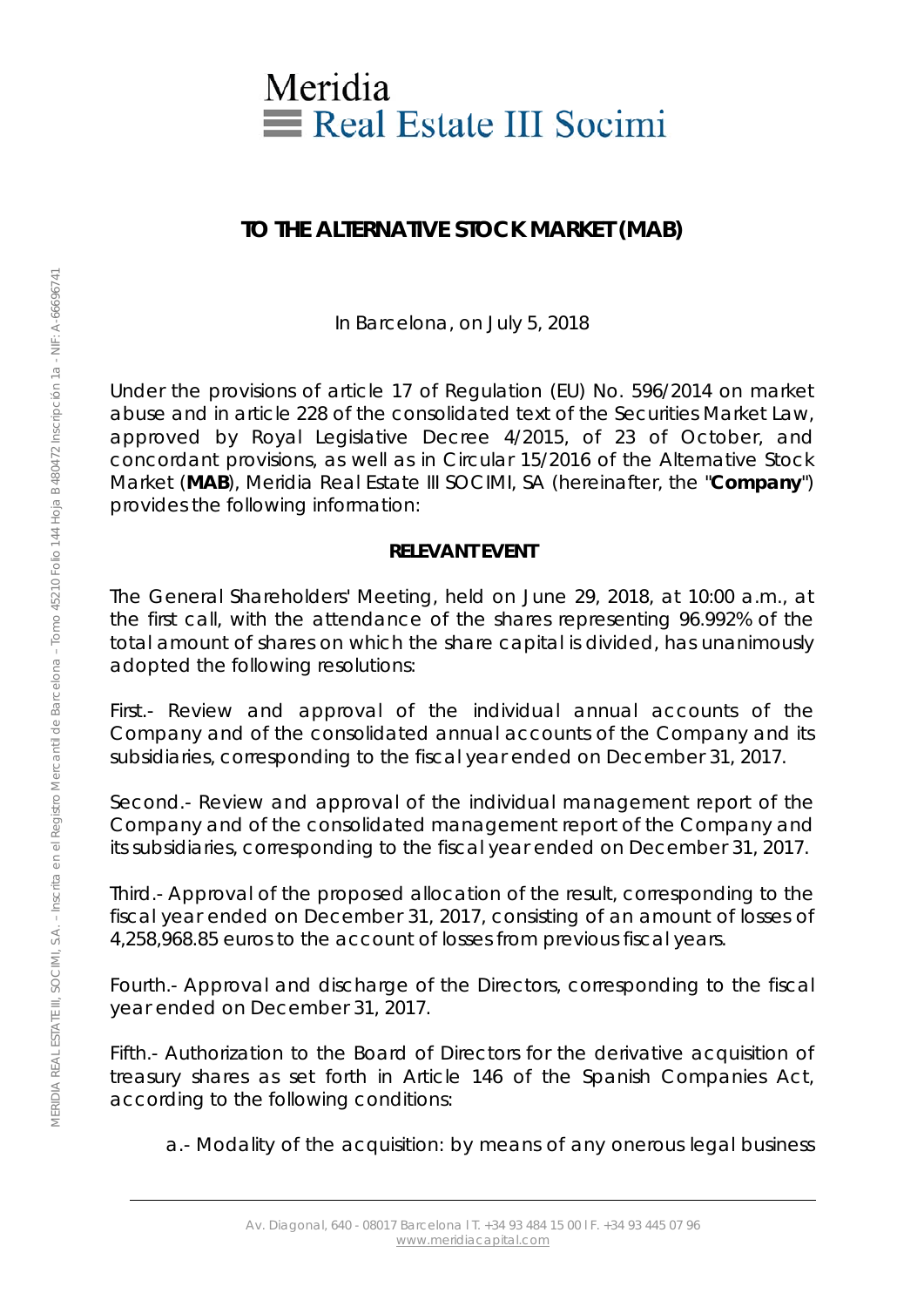Meridia
Real Estate III Socimi

## TO THE ALTERNATIVE STOCK MARKET (MAB)

In Barcelona, on July 5, 2018

Under the provisions of article 17 of Regulation (EU) No. 596/2014 on market abuse and in article 228 of the consolidated text of the Securities Market Law, approved by Royal Legislative Decree 4/2015, of 23 of October, and concordant provisions, as well as in Circular 15/2016 of the Alternative Stock Market (**MAB**), Meridia Real Estate III SOCIMI, SA (hereinafter, the "**Company**") provides the following information:

### RELEVANT EVENT

The General Shareholders' Meeting, held on June 29, 2018, at 10:00 a.m., at the first call, with the attendance of the shares representing 96.992% of the total amount of shares on which the share capital is divided, has unanimously adopted the following resolutions:

First.- Review and approval of the individual annual accounts of the Company and of the consolidated annual accounts of the Company and its subsidiaries, corresponding to the fiscal year ended on December 31, 2017.

Second.- Review and approval of the individual management report of the Company and of the consolidated management report of the Company and its subsidiaries, corresponding to the fiscal year ended on December 31, 2017.

Third.- Approval of the proposed allocation of the result, corresponding to the fiscal year ended on December 31, 2017, consisting of an amount of losses of 4,258,968.85 euros to the account of losses from previous fiscal years.

Fourth.- Approval and discharge of the Directors, corresponding to the fiscal year ended on December 31, 2017.

Fifth.- Authorization to the Board of Directors for the derivative acquisition of treasury shares as set forth in Article 146 of the Spanish Companies Act, according to the following conditions:

a.- Modality of the acquisition: by means of any onerous legal business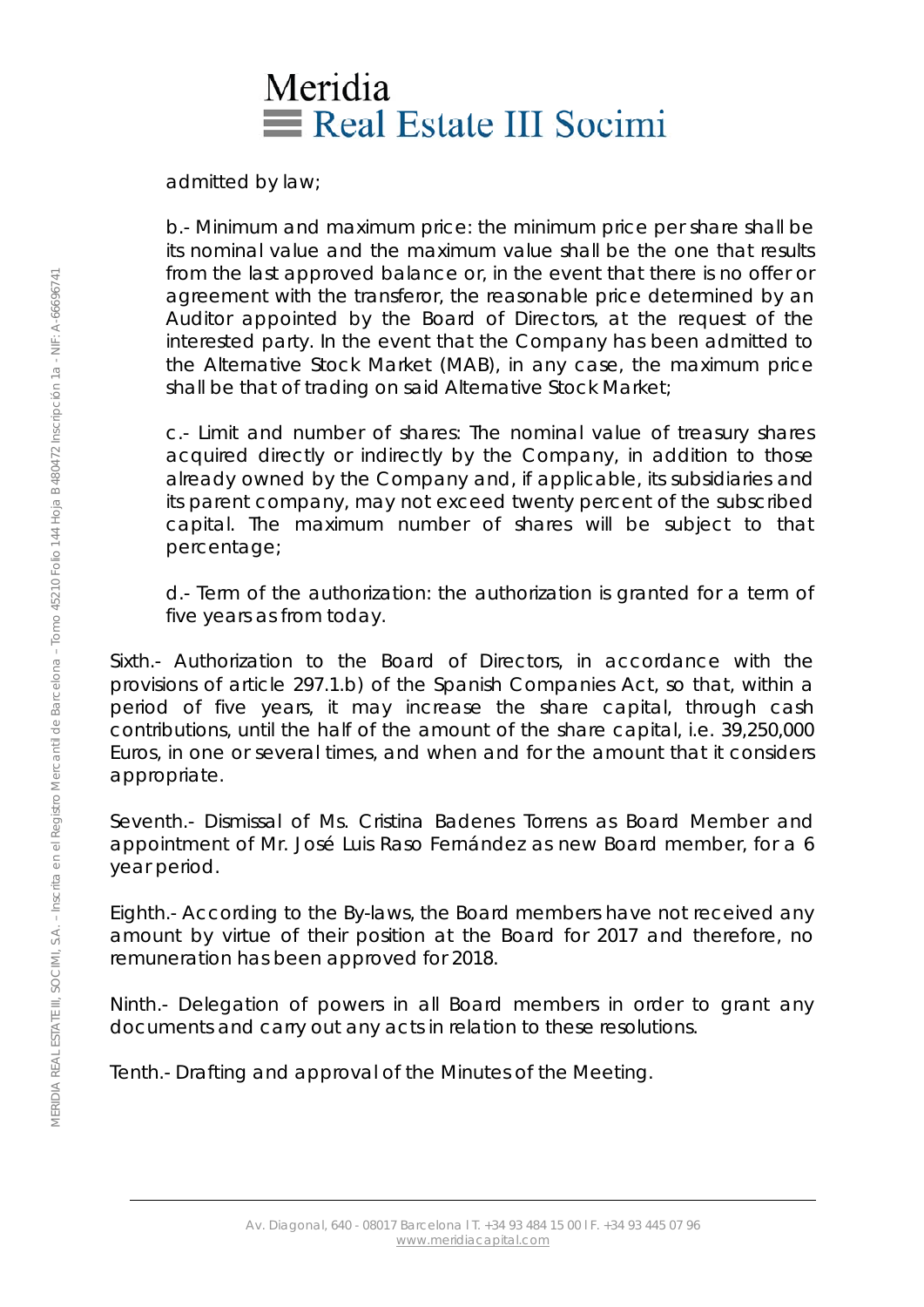admitted by law;

b.- Minimum and maximum price: the minimum price per share shall be its nominal value and the maximum value shall be the one that results from the last approved balance or, in the event that there is no offer or agreement with the transferor, the reasonable price determined by an Auditor appointed by the Board of Directors, at the request of the interested party. In the event that the Company has been admitted to the Alternative Stock Market (MAB), in any case, the maximum price shall be that of trading on said Alternative Stock Market;

c.- Limit and number of shares: The nominal value of treasury shares acquired directly or indirectly by the Company, in addition to those already owned by the Company and, if applicable, its subsidiaries and its parent company, may not exceed twenty percent of the subscribed capital. The maximum number of shares will be subject to that percentage;

d.- Term of the authorization: the authorization is granted for a term of five years as from today.

Sixth.- Authorization to the Board of Directors, in accordance with the provisions of article 297.1.b) of the Spanish Companies Act, so that, within a period of five years, it may increase the share capital, through cash contributions, until the half of the amount of the share capital, i.e. 39,250,000 Euros, in one or several times, and when and for the amount that it considers appropriate.

Seventh.- Dismissal of Ms. Cristina Badenes Torrens as Board Member and appointment of Mr. José Luis Raso Fernández as new Board member, for a 6 year period.

Eighth.- According to the By-laws, the Board members have not received any amount by virtue of their position at the Board for 2017 and therefore, no remuneration has been approved for 2018.

Ninth.- Delegation of powers in all Board members in order to grant any documents and carry out any acts in relation to these resolutions.

Tenth.- Drafting and approval of the Minutes of the Meeting.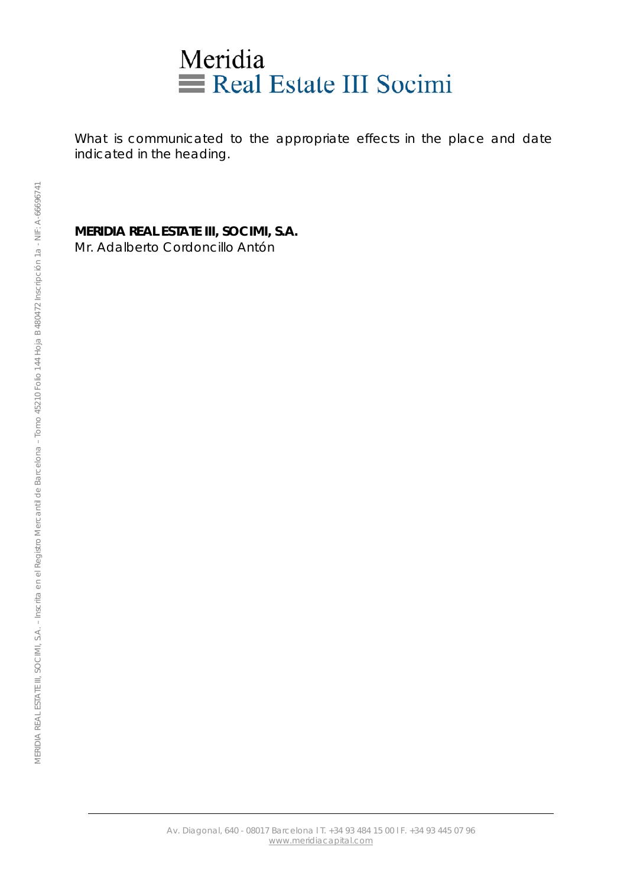What is communicated to the appropriate effects in the place and date indicated in the heading.

**MERIDIA REAL ESTATE III, SOCIMI, S.A.**
Mr. Adalberto Cordoncillo Antón